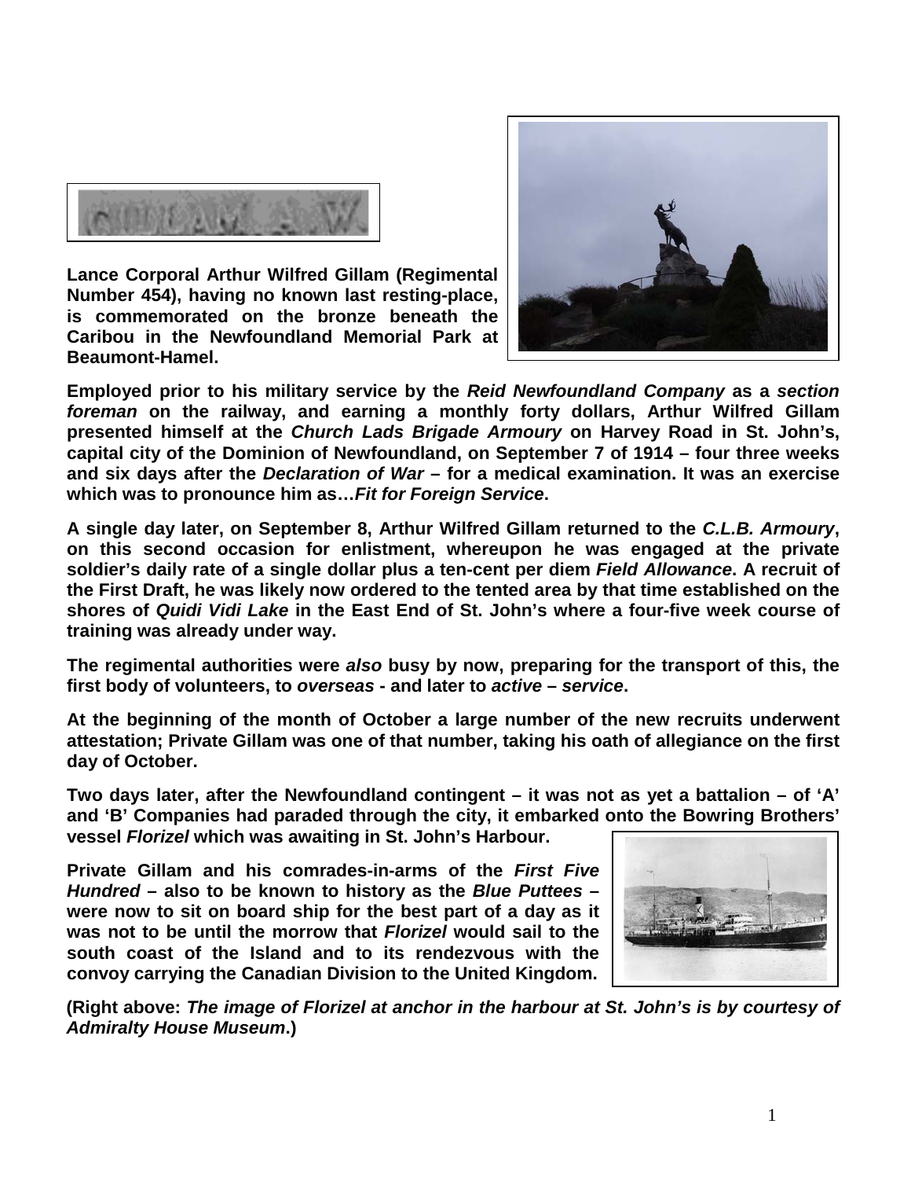**Lance Corporal Arthur Wilfred Gillam (Regimental Number 454), having no known last resting-place, is commemorated on the bronze beneath the Caribou in the Newfoundland Memorial Park at Beaumont-Hamel.**

**Employed prior to his military service by the *Reid Newfoundland Company* as a *section foreman* on the railway, and earning a monthly forty dollars, Arthur Wilfred Gillam presented himself at the *Church Lads Brigade Armoury* on Harvey Road in St. John's, capital city of the Dominion of Newfoundland, on September 7 of 1914 – four three weeks and six days after the *Declaration of War* – for a medical examination. It was an exercise which was to pronounce him as…*Fit for Foreign Service*.**

**A single day later, on September 8, Arthur Wilfred Gillam returned to the *C.L.B. Armoury*, on this second occasion for enlistment, whereupon he was engaged at the private soldier's daily rate of a single dollar plus a ten-cent per diem *Field Allowance*. A recruit of the First Draft, he was likely now ordered to the tented area by that time established on the shores of *Quidi Vidi Lake* in the East End of St. John's where a four-five week course of training was already under way.**

**The regimental authorities were *also* busy by now, preparing for the transport of this, the first body of volunteers, to *overseas* - and later to *active – service*.**

**At the beginning of the month of October a large number of the new recruits underwent attestation; Private Gillam was one of that number, taking his oath of allegiance on the first day of October.**

**Two days later, after the Newfoundland contingent – it was not as yet a battalion – of 'A' and 'B' Companies had paraded through the city, it embarked onto the Bowring Brothers' vessel *Florizel* which was awaiting in St. John's Harbour.**

**Private Gillam and his comrades-in-arms of the *First Five Hundred* – also to be known to history as the *Blue Puttees* – were now to sit on board ship for the best part of a day as it was not to be until the morrow that *Florizel* would sail to the south coast of the Island and to its rendezvous with the convoy carrying the Canadian Division to the United Kingdom.**

**(Right above: *The image of Florizel at anchor in the harbour at St. John's is by courtesy of Admiralty House Museum*.)**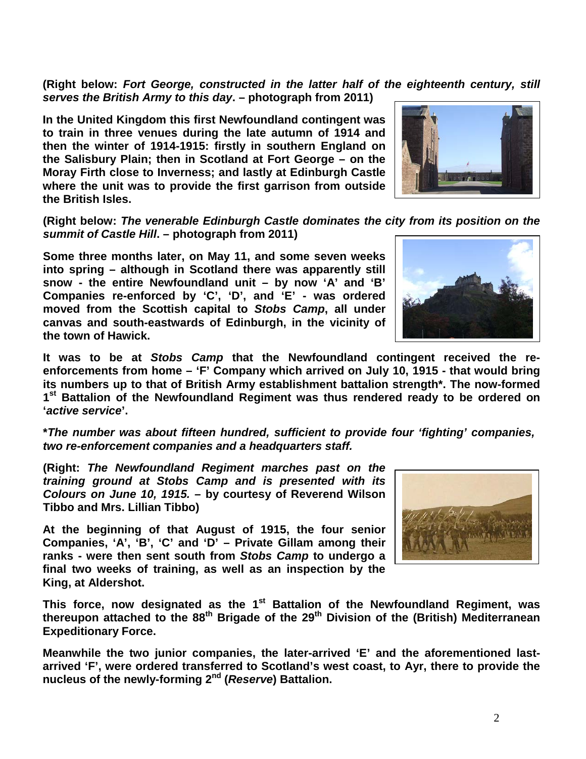**(Right below: *Fort George, constructed in the latter half of the eighteenth century, still serves the British Army to this day*. – photograph from 2011)**

**In the United Kingdom this first Newfoundland contingent was to train in three venues during the late autumn of 1914 and then the winter of 1914-1915: firstly in southern England on the Salisbury Plain; then in Scotland at Fort George – on the Moray Firth close to Inverness; and lastly at Edinburgh Castle where the unit was to provide the first garrison from outside the British Isles.**

**(Right below: *The venerable Edinburgh Castle dominates the city from its position on the summit of Castle Hill*. – photograph from 2011)**

**Some three months later, on May 11, and some seven weeks into spring – although in Scotland there was apparently still snow - the entire Newfoundland unit – by now 'A' and 'B' Companies re-enforced by 'C', 'D', and 'E' - was ordered moved from the Scottish capital to *Stobs Camp*, all under canvas and south-eastwards of Edinburgh, in the vicinity of the town of Hawick.**

**It was to be at *Stobs Camp* that the Newfoundland contingent received the re-enforcements from home – 'F' Company which arrived on July 10, 1915 - that would bring its numbers up to that of British Army establishment battalion strength*. The now-formed 1st Battalion of the Newfoundland Regiment was thus rendered ready to be ordered on '*active service*'.**

***The number was about fifteen hundred, sufficient to provide four 'fighting' companies, two re-enforcement companies and a headquarters staff.***

**(Right: *The Newfoundland Regiment marches past on the training ground at Stobs Camp and is presented with its Colours on June 10, 1915.* – by courtesy of Reverend Wilson Tibbo and Mrs. Lillian Tibbo)**

**At the beginning of that August of 1915, the four senior Companies, 'A', 'B', 'C' and 'D' – Private Gillam among their ranks - were then sent south from *Stobs Camp* to undergo a final two weeks of training, as well as an inspection by the King, at Aldershot.**

**This force, now designated as the 1st Battalion of the Newfoundland Regiment, was thereupon attached to the 88th Brigade of the 29th Division of the (British) Mediterranean Expeditionary Force.**

**Meanwhile the two junior companies, the later-arrived 'E' and the aforementioned last-arrived 'F', were ordered transferred to Scotland's west coast, to Ayr, there to provide the nucleus of the newly-forming 2nd (*Reserve*) Battalion.**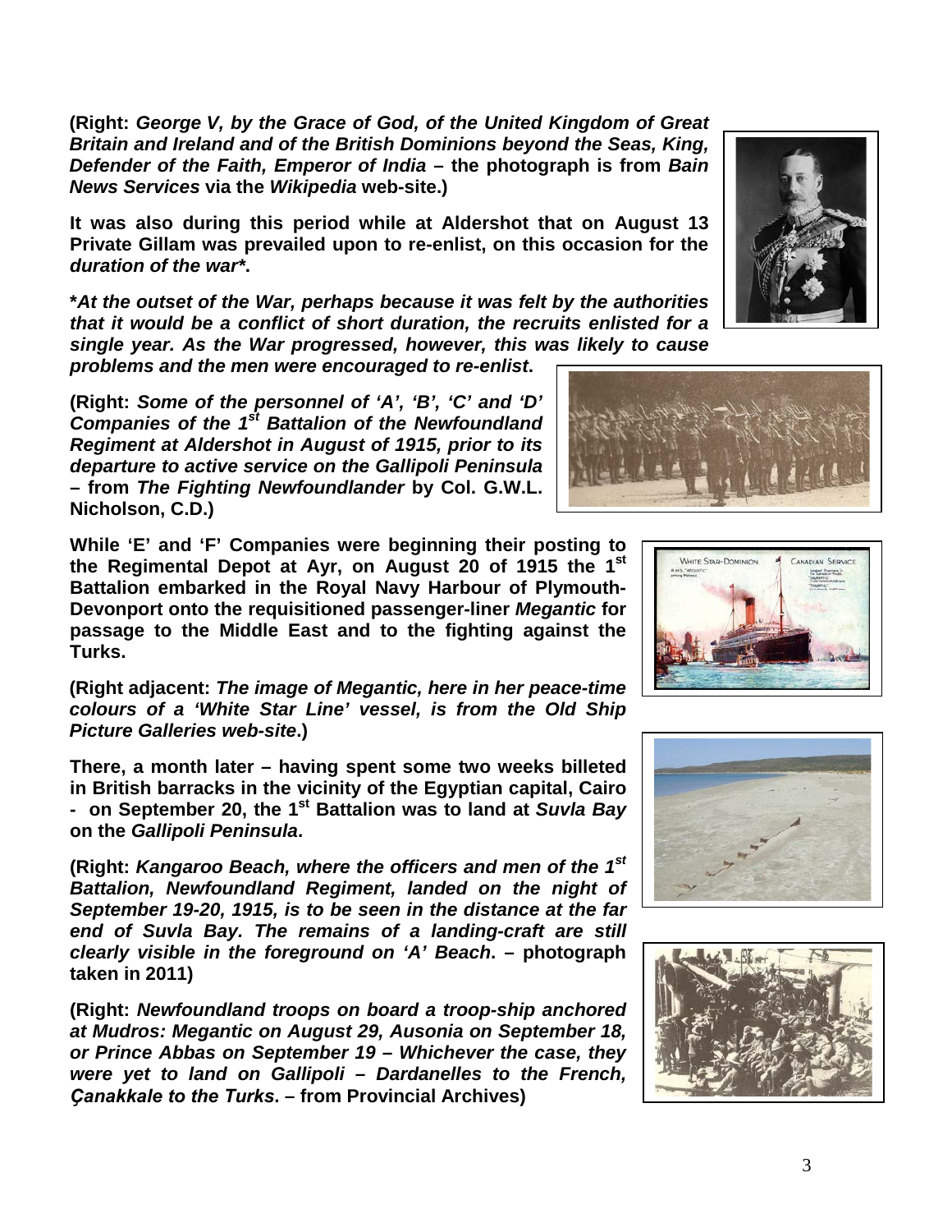**(Right: *George V, by the Grace of God, of the United Kingdom of Great Britain and Ireland and of the British Dominions beyond the Seas, King, Defender of the Faith, Emperor of India* – the photograph is from *Bain News Services* via the *Wikipedia* web-site.)**

**It was also during this period while at Aldershot that on August 13 Private Gillam was prevailed upon to re-enlist, on this occasion for the *duration of the war**.**

***At the outset of the War, perhaps because it was felt by the authorities that it would be a conflict of short duration, the recruits enlisted for a single year. As the War progressed, however, this was likely to cause problems and the men were encouraged to re-enlist*.**

**(Right: *Some of the personnel of 'A', 'B', 'C' and 'D' Companies of the 1st Battalion of the Newfoundland Regiment at Aldershot in August of 1915, prior to its departure to active service on the Gallipoli Peninsula* – from *The Fighting Newfoundlander* by Col. G.W.L. Nicholson, C.D.)**

**While 'E' and 'F' Companies were beginning their posting to the Regimental Depot at Ayr, on August 20 of 1915 the 1st Battalion embarked in the Royal Navy Harbour of Plymouth-Devonport onto the requisitioned passenger-liner *Megantic* for passage to the Middle East and to the fighting against the Turks.**

**(Right adjacent: *The image of Megantic, here in her peace-time colours of a 'White Star Line' vessel, is from the Old Ship Picture Galleries web-site*.)**

**There, a month later – having spent some two weeks billeted in British barracks in the vicinity of the Egyptian capital, Cairo - on September 20, the 1st Battalion was to land at *Suvla Bay* on the *Gallipoli Peninsula*.**

**(Right: *Kangaroo Beach, where the officers and men of the 1st Battalion, Newfoundland Regiment, landed on the night of September 19-20, 1915, is to be seen in the distance at the far end of Suvla Bay. The remains of a landing-craft are still clearly visible in the foreground on 'A' Beach*. – photograph taken in 2011)**

**(Right: *Newfoundland troops on board a troop-ship anchored at Mudros: Megantic on August 29, Ausonia on September 18, or Prince Abbas on September 19 – Whichever the case, they were yet to land on Gallipoli – Dardanelles to the French, Çanakkale to the Turks*. – from Provincial Archives)**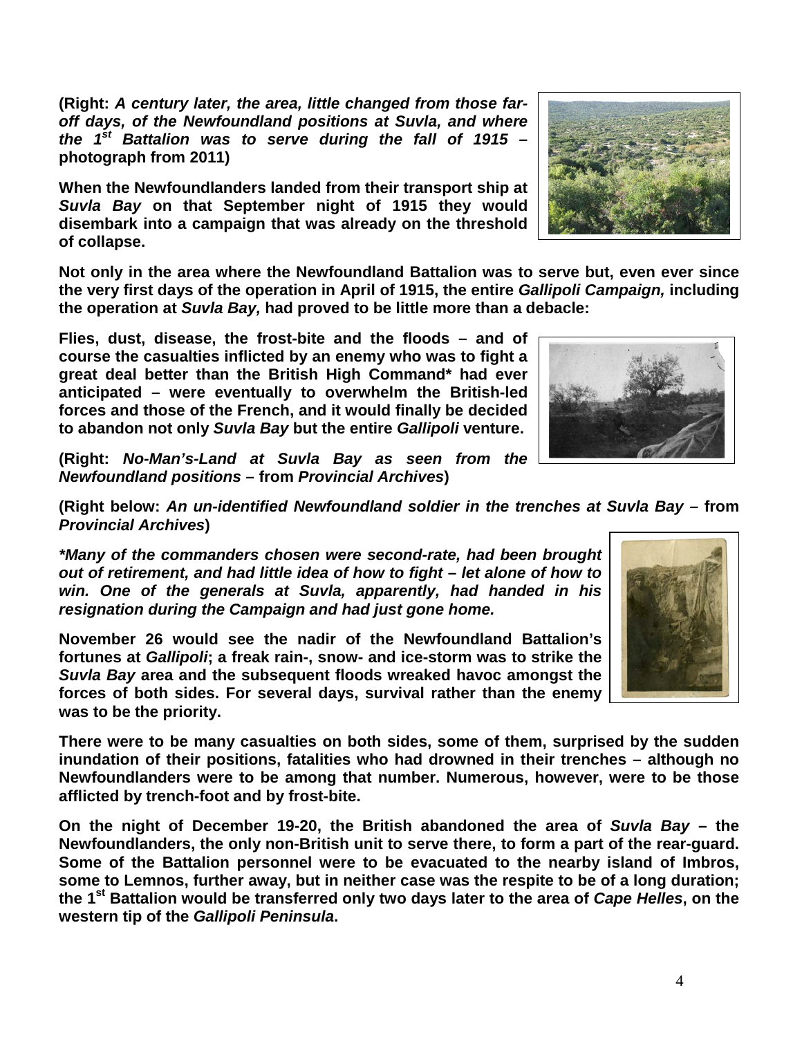**(Right: *A century later, the area, little changed from those far-off days, of the Newfoundland positions at Suvla, and where the 1st Battalion was to serve during the fall of 1915* – photograph from 2011)**

**When the Newfoundlanders landed from their transport ship at *Suvla Bay* on that September night of 1915 they would disembark into a campaign that was already on the threshold of collapse.**

**Not only in the area where the Newfoundland Battalion was to serve but, even ever since the very first days of the operation in April of 1915, the entire *Gallipoli Campaign,* including the operation at *Suvla Bay,* had proved to be little more than a debacle:**

**Flies, dust, disease, the frost-bite and the floods – and of course the casualties inflicted by an enemy who was to fight a great deal better than the British High Command* had ever anticipated – were eventually to overwhelm the British-led forces and those of the French, and it would finally be decided to abandon not only *Suvla Bay* but the entire *Gallipoli* venture.**

**(Right: *No-Man's-Land at Suvla Bay as seen from the Newfoundland positions* – from *Provincial Archives*)**

**(Right below: *An un-identified Newfoundland soldier in the trenches at Suvla Bay* – from *Provincial Archives*)**

***\*Many of the commanders chosen were second-rate, had been brought out of retirement, and had little idea of how to fight – let alone of how to win. One of the generals at Suvla, apparently, had handed in his resignation during the Campaign and had just gone home.***

**November 26 would see the nadir of the Newfoundland Battalion's fortunes at *Gallipoli*; a freak rain-, snow- and ice-storm was to strike the *Suvla Bay* area and the subsequent floods wreaked havoc amongst the forces of both sides. For several days, survival rather than the enemy was to be the priority.**

**There were to be many casualties on both sides, some of them, surprised by the sudden inundation of their positions, fatalities who had drowned in their trenches – although no Newfoundlanders were to be among that number. Numerous, however, were to be those afflicted by trench-foot and by frost-bite.**

**On the night of December 19-20, the British abandoned the area of *Suvla Bay* – the Newfoundlanders, the only non-British unit to serve there, to form a part of the rear-guard. Some of the Battalion personnel were to be evacuated to the nearby island of Imbros, some to Lemnos, further away, but in neither case was the respite to be of a long duration; the 1st Battalion would be transferred only two days later to the area of *Cape Helles*, on the western tip of the *Gallipoli Peninsula*.**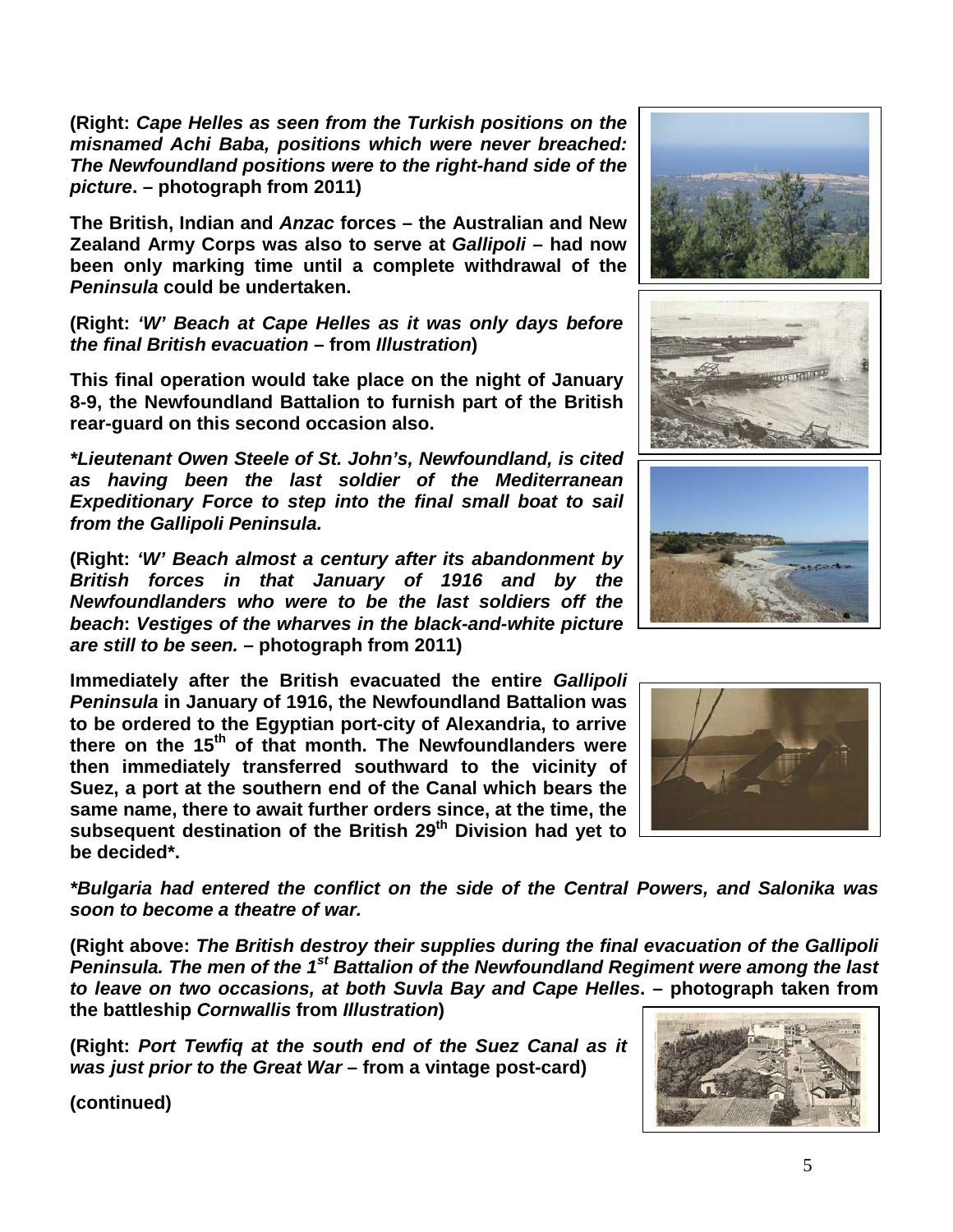(Right: ***Cape Helles as seen from the Turkish positions on the misnamed Achi Baba, positions which were never breached: The Newfoundland positions were to the right-hand side of the picture*. – photograph from 2011)**

**The British, Indian and *Anzac* forces – the Australian and New Zealand Army Corps was also to serve at *Gallipoli* – had now been only marking time until a complete withdrawal of the *Peninsula* could be undertaken.**

**(Right: *'W' Beach at Cape Helles as it was only days before the final British evacuation* – from *Illustration*)**

**This final operation would take place on the night of January 8-9, the Newfoundland Battalion to furnish part of the British rear-guard on this second occasion also.**

***\*Lieutenant Owen Steele of St. John's, Newfoundland, is cited as having been the last soldier of the Mediterranean Expeditionary Force to step into the final small boat to sail from the Gallipoli Peninsula.***

**(Right: *'W' Beach almost a century after its abandonment by British forces in that January of 1916 and by the Newfoundlanders who were to be the last soldiers off the beach*: *Vestiges of the wharves in the black-and-white picture are still to be seen.* – photograph from 2011)**

**Immediately after the British evacuated the entire *Gallipoli Peninsula* in January of 1916, the Newfoundland Battalion was to be ordered to the Egyptian port-city of Alexandria, to arrive there on the 15th of that month. The Newfoundlanders were then immediately transferred southward to the vicinity of Suez, a port at the southern end of the Canal which bears the same name, there to await further orders since, at the time, the subsequent destination of the British 29th Division had yet to be decided\*.**

***\*Bulgaria had entered the conflict on the side of the Central Powers, and Salonika was soon to become a theatre of war.***

**(Right above: *The British destroy their supplies during the final evacuation of the Gallipoli Peninsula. The men of the 1st Battalion of the Newfoundland Regiment were among the last to leave on two occasions, at both Suvla Bay and Cape Helles*. – photograph taken from the battleship *Cornwallis* from *Illustration*)**

**(Right: *Port Tewfiq at the south end of the Suez Canal as it was just prior to the Great War* – from a vintage post-card)**

**(continued)**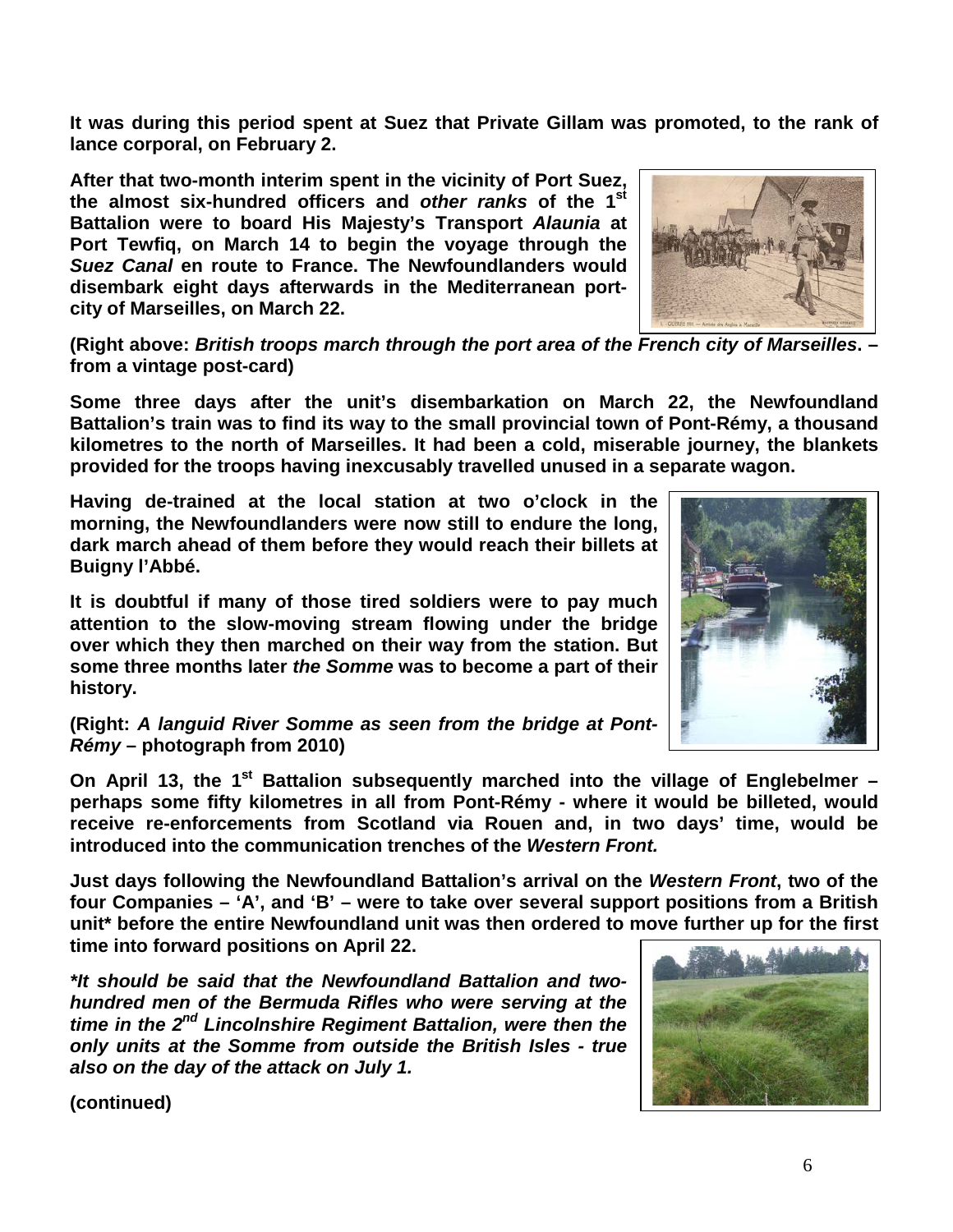**It was during this period spent at Suez that Private Gillam was promoted, to the rank of lance corporal, on February 2.**

**After that two-month interim spent in the vicinity of Port Suez, the almost six-hundred officers and *other ranks* of the 1st Battalion were to board His Majesty's Transport *Alaunia* at Port Tewfiq, on March 14 to begin the voyage through the *Suez Canal* en route to France. The Newfoundlanders would disembark eight days afterwards in the Mediterranean port-city of Marseilles, on March 22.**

**(Right above: *British troops march through the port area of the French city of Marseilles*. – from a vintage post-card)**

**Some three days after the unit's disembarkation on March 22, the Newfoundland Battalion's train was to find its way to the small provincial town of Pont-Rémy, a thousand kilometres to the north of Marseilles. It had been a cold, miserable journey, the blankets provided for the troops having inexcusably travelled unused in a separate wagon.**

**Having de-trained at the local station at two o'clock in the morning, the Newfoundlanders were now still to endure the long, dark march ahead of them before they would reach their billets at Buigny l'Abbé.**

**It is doubtful if many of those tired soldiers were to pay much attention to the slow-moving stream flowing under the bridge over which they then marched on their way from the station. But some three months later *the Somme* was to become a part of their history.**

**(Right: *A languid River Somme as seen from the bridge at Pont-Rémy* – photograph from 2010)**

**On April 13, the 1st Battalion subsequently marched into the village of Englebelmer – perhaps some fifty kilometres in all from Pont-Rémy - where it would be billeted, would receive re-enforcements from Scotland via Rouen and, in two days' time, would be introduced into the communication trenches of the *Western Front.***

**Just days following the Newfoundland Battalion's arrival on the *Western Front*, two of the four Companies – 'A', and 'B' – were to take over several support positions from a British unit* before the entire Newfoundland unit was then ordered to move further up for the first time into forward positions on April 22.**

***\*It should be said that the Newfoundland Battalion and two-hundred men of the Bermuda Rifles who were serving at the time in the 2nd Lincolnshire Regiment Battalion, were then the only units at the Somme from outside the British Isles - true also on the day of the attack on July 1.***

**(continued)**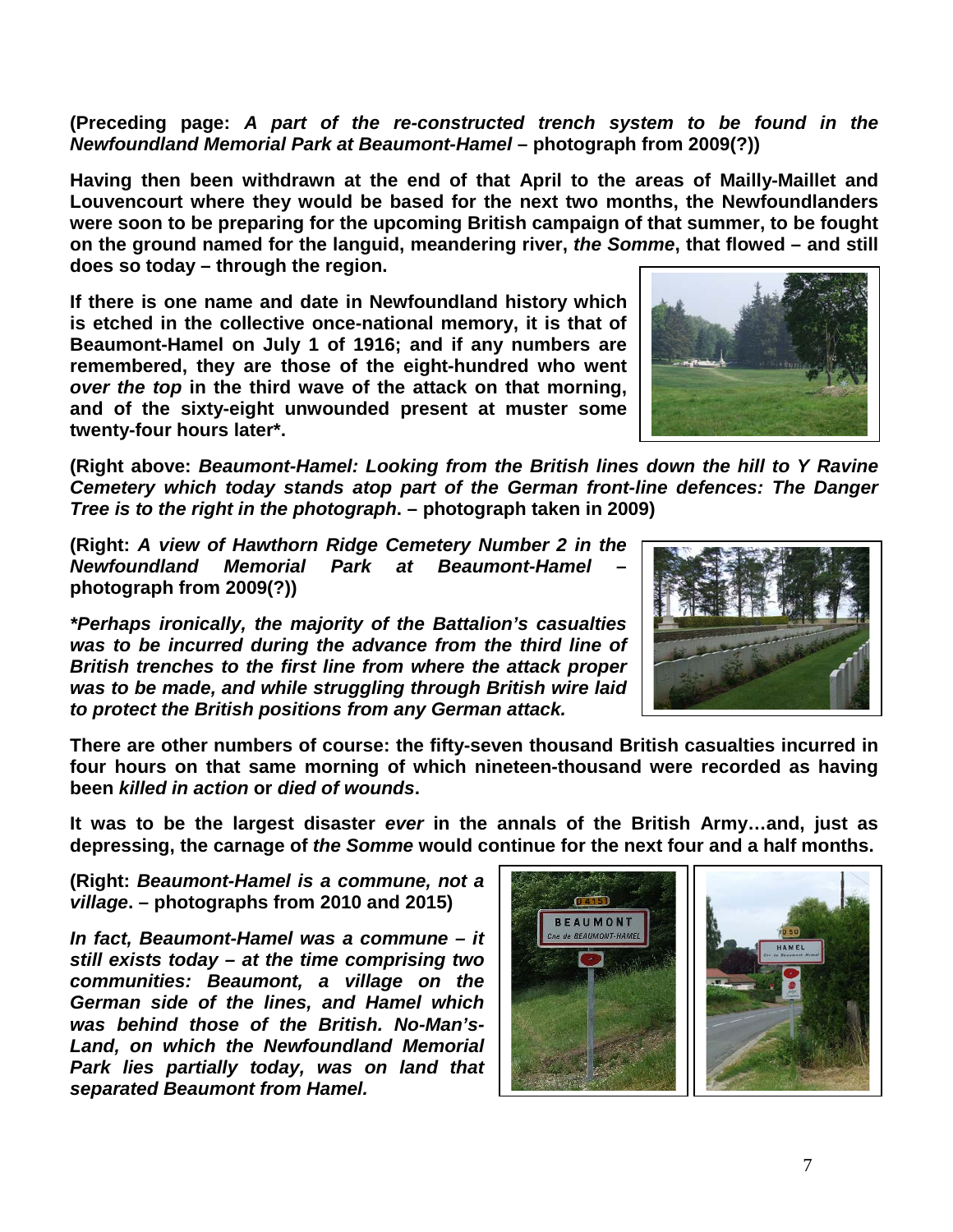**(Preceding page:** ***A part of the re-constructed trench system to be found in the Newfoundland Memorial Park at Beaumont-Hamel*** **– photograph from 2009(?))**

**Having then been withdrawn at the end of that April to the areas of Mailly-Maillet and Louvencourt where they would be based for the next two months, the Newfoundlanders were soon to be preparing for the upcoming British campaign of that summer, to be fought on the ground named for the languid, meandering river,** ***the Somme*****, that flowed – and still does so today – through the region.**

**If there is one name and date in Newfoundland history which is etched in the collective once-national memory, it is that of Beaumont-Hamel on July 1 of 1916; and if any numbers are remembered, they are those of the eight-hundred who went** ***over the top*** **in the third wave of the attack on that morning, and of the sixty-eight unwounded present at muster some twenty-four hours later*.**

**(Right above:** ***Beaumont-Hamel: Looking from the British lines down the hill to Y Ravine Cemetery which today stands atop part of the German front-line defences: The Danger Tree is to the right in the photograph*****. – photograph taken in 2009)**

**(Right:** ***A view of Hawthorn Ridge Cemetery Number 2 in the Newfoundland Memorial Park at Beaumont-Hamel*** **– photograph from 2009(?))**

***\*Perhaps ironically, the majority of the Battalion's casualties was to be incurred during the advance from the third line of British trenches to the first line from where the attack proper was to be made, and while struggling through British wire laid to protect the British positions from any German attack.***

**There are other numbers of course: the fifty-seven thousand British casualties incurred in four hours on that same morning of which nineteen-thousand were recorded as having been** ***killed in action*** **or** ***died of wounds*****.**

**It was to be the largest disaster** ***ever*** **in the annals of the British Army…and, just as depressing, the carnage of** ***the Somme*** **would continue for the next four and a half months.**

**(Right:** ***Beaumont-Hamel is a commune, not a village*****. – photographs from 2010 and 2015)**

***In fact, Beaumont-Hamel was a commune – it still exists today – at the time comprising two communities: Beaumont, a village on the German side of the lines, and Hamel which was behind those of the British. No-Man's-Land, on which the Newfoundland Memorial Park lies partially today, was on land that separated Beaumont from Hamel.***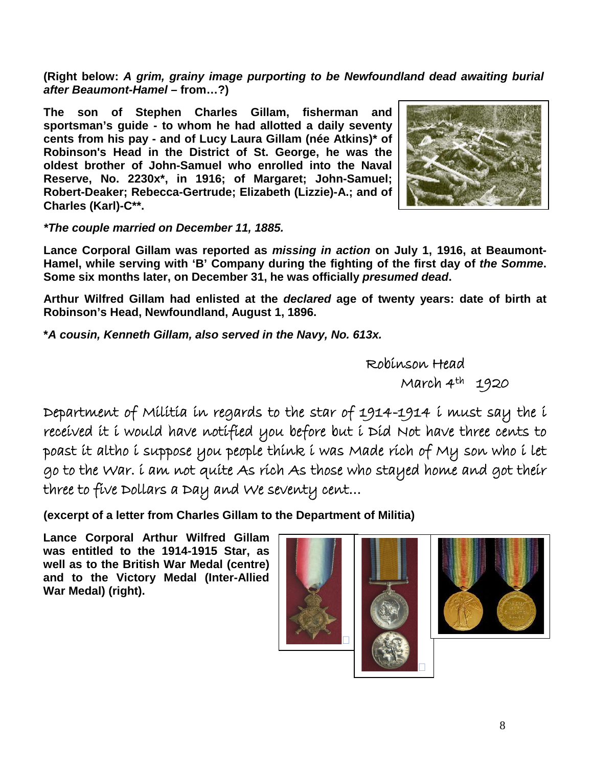**(Right below:** ***A grim, grainy image purporting to be Newfoundland dead awaiting burial after Beaumont-Hamel*** **– from…?)**

**The son of Stephen Charles Gillam, fisherman and sportsman's guide - to whom he had allotted a daily seventy cents from his pay - and of Lucy Laura Gillam (née Atkins)* of Robinson's Head in the District of St. George, he was the oldest brother of John-Samuel who enrolled into the Naval Reserve, No. 2230x*, in 1916; of Margaret; John-Samuel; Robert-Deaker; Rebecca-Gertrude; Elizabeth (Lizzie)-A.; and of Charles (Karl)-C**.**

***The couple married on December 11, 1885.***

**Lance Corporal Gillam was reported as** ***missing in action*** **on July 1, 1916, at Beaumont-Hamel, while serving with 'B' Company during the fighting of the first day of** ***the Somme*****. Some six months later, on December 31, he was officially** ***presumed dead*****.**

**Arthur Wilfred Gillam had enlisted at the** ***declared*** **age of twenty years: date of birth at Robinson's Head, Newfoundland, August 1, 1896.**

***A cousin, Kenneth Gillam, also served in the Navy, No. 613x.***

Robinson Head
March 4th 1920

Department of Militia in regards to the star of 1914-1914 i must say the i received it i would have notified you before but i Did Not have three cents to poast it altho i suppose you people think i was Made rich of My son who i let go to the War. i am not quite As rich As those who stayed home and got their three to five Dollars a Day and We seventy cent…

**(excerpt of a letter from Charles Gillam to the Department of Militia)**

**Lance Corporal Arthur Wilfred Gillam was entitled to the 1914-1915 Star, as well as to the British War Medal (centre) and to the Victory Medal (Inter-Allied War Medal) (right).**